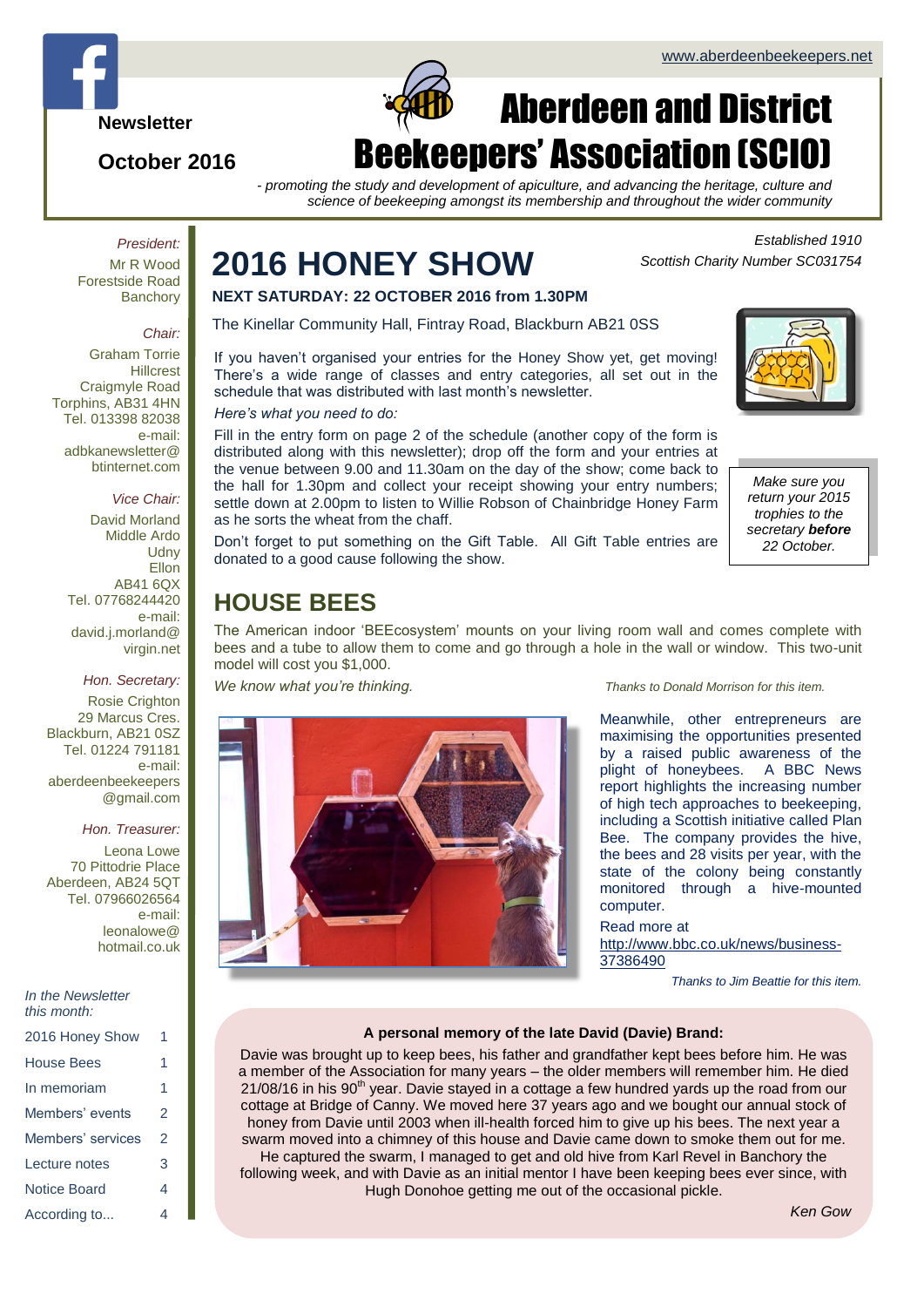Newsletter

October 2016

www.aberdeenbeekeepers.net

# Aberdeen and District Beekeepers' Association (SCIO)

*- promoting the study and development of apiculture, and advancing the heritage, culture and science of beekeeping amongst its membership and throughout the wider community*

*Established 1910*
*Scottish Charity Number SC031754*

*President:*
Mr R Wood
Forestside Road
Banchory

*Chair:*
Graham Torrie
Hillcrest
Craigmyle Road
Torphins, AB31 4HN
Tel. 013398 82038
e-mail:
adbkanewsletter@btinternet.com

*Vice Chair:*
David Morland
Middle Ardo
Udny
Ellon
AB41 6QX
Tel. 07768244420
e-mail:
david.j.morland@virgin.net

*Hon. Secretary:*
Rosie Crighton
29 Marcus Cres.
Blackburn, AB21 0SZ
Tel. 01224 791181
e-mail:
aberdeenbeekeepers@gmail.com

*Hon. Treasurer:*
Leona Lowe
70 Pittodrie Place
Aberdeen, AB24 5QT
Tel. 07966026564
e-mail:
leonalowe@hotmail.co.uk

*In the Newsletter this month:*

| | |
|---|---|
| 2016 Honey Show | 1 |
| House Bees | 1 |
| In memoriam | 1 |
| Members' events | 2 |
| Members' services | 2 |
| Lecture notes | 3 |
| Notice Board | 4 |
| According to... | 4 |

## 2016 HONEY SHOW

**NEXT SATURDAY: 22 OCTOBER 2016 from 1.30PM**

The Kinellar Community Hall, Fintray Road, Blackburn AB21 0SS

If you haven't organised your entries for the Honey Show yet, get moving! There's a wide range of classes and entry categories, all set out in the schedule that was distributed with last month's newsletter.

*Here's what you need to do:*

Fill in the entry form on page 2 of the schedule (another copy of the form is distributed along with this newsletter); drop off the form and your entries at the venue between 9.00 and 11.30am on the day of the show; come back to the hall for 1.30pm and collect your receipt showing your entry numbers; settle down at 2.00pm to listen to Willie Robson of Chainbridge Honey Farm as he sorts the wheat from the chaff.

Don't forget to put something on the Gift Table. All Gift Table entries are donated to a good cause following the show.

*Make sure you return your 2015 trophies to the secretary **before** 22 October.*

## HOUSE BEES

The American indoor 'BEEcosystem' mounts on your living room wall and comes complete with bees and a tube to allow them to come and go through a hole in the wall or window. This two-unit model will cost you $1,000.

*We know what you're thinking.*

*Thanks to Donald Morrison for this item.*

Meanwhile, other entrepreneurs are maximising the opportunities presented by a raised public awareness of the plight of honeybees. A BBC News report highlights the increasing number of high tech approaches to beekeeping, including a Scottish initiative called Plan Bee. The company provides the hive, the bees and 28 visits per year, with the state of the colony being constantly monitored through a hive-mounted computer.

Read more at http://www.bbc.co.uk/news/business-37386490

*Thanks to Jim Beattie for this item.*

**A personal memory of the late David (Davie) Brand:**

Davie was brought up to keep bees, his father and grandfather kept bees before him. He was a member of the Association for many years – the older members will remember him. He died 21/08/16 in his 90th year. Davie stayed in a cottage a few hundred yards up the road from our cottage at Bridge of Canny. We moved here 37 years ago and we bought our annual stock of honey from Davie until 2003 when ill-health forced him to give up his bees. The next year a swarm moved into a chimney of this house and Davie came down to smoke them out for me. He captured the swarm, I managed to get and old hive from Karl Revel in Banchory the following week, and with Davie as an initial mentor I have been keeping bees ever since, with Hugh Donohoe getting me out of the occasional pickle.

*Ken Gow*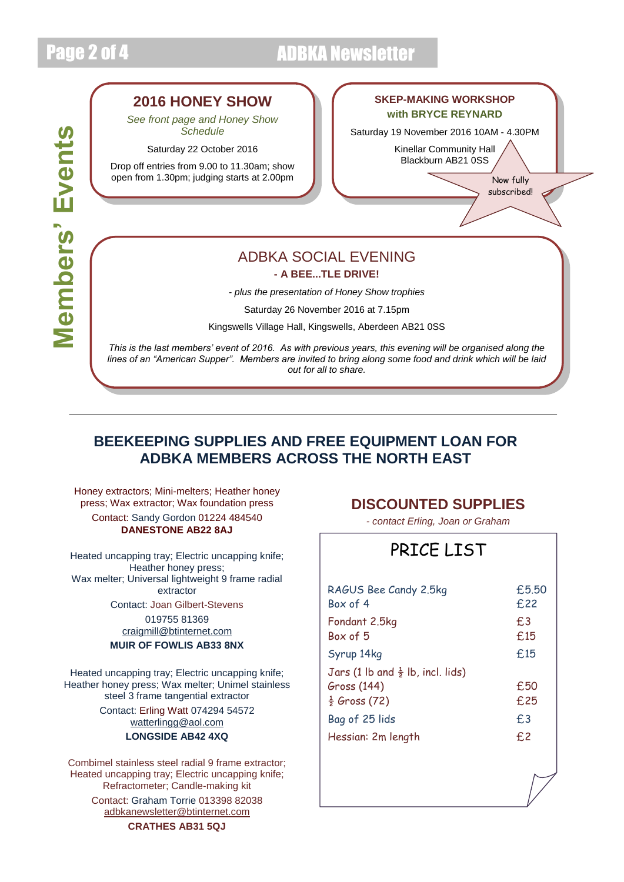## Members' Events

### 2016 HONEY SHOW

*See front page and Honey Show Schedule*

Saturday 22 October 2016

Drop off entries from 9.00 to 11.30am; show open from 1.30pm; judging starts at 2.00pm

### SKEP-MAKING WORKSHOP with BRYCE REYNARD

Saturday 19 November 2016 10AM - 4.30PM

Kinellar Community Hall
Blackburn AB21 0SS

Now fully subscribed!

### ADBKA SOCIAL EVENING

**- A BEE...TLE DRIVE!**

*- plus the presentation of Honey Show trophies*

Saturday 26 November 2016 at 7.15pm

Kingswells Village Hall, Kingswells, Aberdeen AB21 0SS

*This is the last members' event of 2016. As with previous years, this evening will be organised along the lines of an "American Supper". Members are invited to bring along some food and drink which will be laid out for all to share.*

---

## BEEKEEPING SUPPLIES AND FREE EQUIPMENT LOAN FOR ADBKA MEMBERS ACROSS THE NORTH EAST

Honey extractors; Mini-melters; Heather honey press; Wax extractor; Wax foundation press
Contact: Sandy Gordon 01224 484540
**DANESTONE AB22 8AJ**

Heated uncapping tray; Electric uncapping knife; Heather honey press; Wax melter; Universal lightweight 9 frame radial extractor
Contact: Joan Gilbert-Stevens
019755 81369
craigmill@btinternet.com
**MUIR OF FOWLIS AB33 8NX**

Heated uncapping tray; Electric uncapping knife; Heather honey press; Wax melter; Unimel stainless steel 3 frame tangential extractor
Contact: Erling Watt 074294 54572
watterlingg@aol.com
**LONGSIDE AB42 4XQ**

Combimel stainless steel radial 9 frame extractor; Heated uncapping tray; Electric uncapping knife; Refractometer; Candle-making kit
Contact: Graham Torrie 013398 82038
adbkanewsletter@btinternet.com
**CRATHES AB31 5QJ**

### DISCOUNTED SUPPLIES

*- contact Erling, Joan or Graham*

#### PRICE LIST

| Item | Price |
|---|---|
| RAGUS Bee Candy 2.5kg | £5.50 |
| Box of 4 | £22 |
| Fondant 2.5kg | £3 |
| Box of 5 | £15 |
| Syrup 14kg | £15 |
| Jars (1 lb and ½ lb, incl. lids) | |
| Gross (144) | £50 |
| ½ Gross (72) | £25 |
| Bag of 25 lids | £3 |
| Hessian: 2m length | £2 |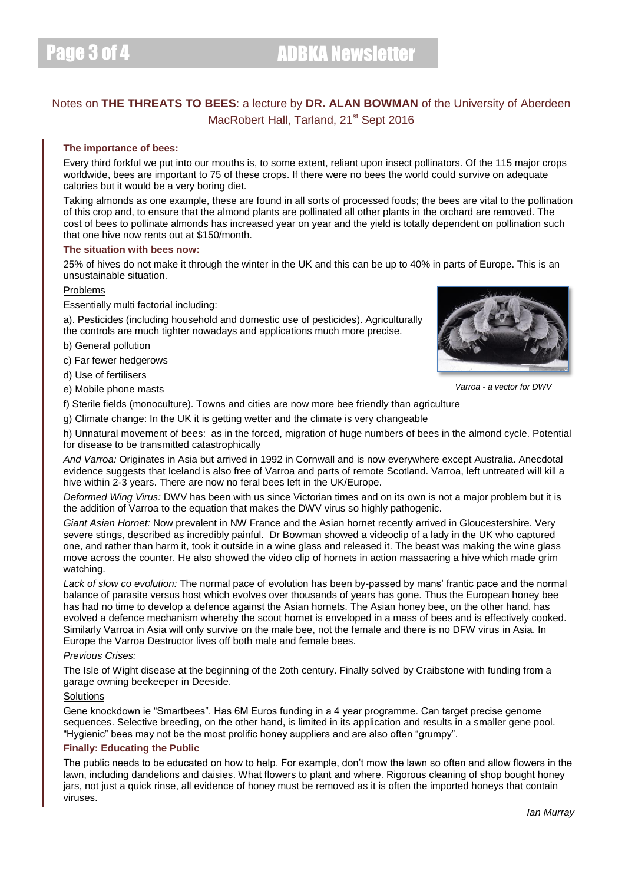## Notes on **THE THREATS TO BEES**: a lecture by **DR. ALAN BOWMAN** of the University of Aberdeen

MacRobert Hall, Tarland, 21st Sept 2016

### The importance of bees:

Every third forkful we put into our mouths is, to some extent, reliant upon insect pollinators. Of the 115 major crops worldwide, bees are important to 75 of these crops. If there were no bees the world could survive on adequate calories but it would be a very boring diet.

Taking almonds as one example, these are found in all sorts of processed foods; the bees are vital to the pollination of this crop and, to ensure that the almond plants are pollinated all other plants in the orchard are removed. The cost of bees to pollinate almonds has increased year on year and the yield is totally dependent on pollination such that one hive now rents out at $150/month.

### The situation with bees now:

25% of hives do not make it through the winter in the UK and this can be up to 40% in parts of Europe. This is an unsustainable situation.

Problems

Essentially multi factorial including:

a). Pesticides (including household and domestic use of pesticides). Agriculturally the controls are much tighter nowadays and applications much more precise.

b) General pollution

c) Far fewer hedgerows

d) Use of fertilisers

e) Mobile phone masts

*Varroa - a vector for DWV*

f) Sterile fields (monoculture). Towns and cities are now more bee friendly than agriculture

g) Climate change: In the UK it is getting wetter and the climate is very changeable

h) Unnatural movement of bees: as in the forced, migration of huge numbers of bees in the almond cycle. Potential for disease to be transmitted catastrophically

*And Varroa:* Originates in Asia but arrived in 1992 in Cornwall and is now everywhere except Australia. Anecdotal evidence suggests that Iceland is also free of Varroa and parts of remote Scotland. Varroa, left untreated will kill a hive within 2-3 years. There are now no feral bees left in the UK/Europe.

*Deformed Wing Virus:* DWV has been with us since Victorian times and on its own is not a major problem but it is the addition of Varroa to the equation that makes the DWV virus so highly pathogenic.

*Giant Asian Hornet:* Now prevalent in NW France and the Asian hornet recently arrived in Gloucestershire. Very severe stings, described as incredibly painful. Dr Bowman showed a videoclip of a lady in the UK who captured one, and rather than harm it, took it outside in a wine glass and released it. The beast was making the wine glass move across the counter. He also showed the video clip of hornets in action massacring a hive which made grim watching.

*Lack of slow co evolution:* The normal pace of evolution has been by-passed by mans' frantic pace and the normal balance of parasite versus host which evolves over thousands of years has gone. Thus the European honey bee has had no time to develop a defence against the Asian hornets. The Asian honey bee, on the other hand, has evolved a defence mechanism whereby the scout hornet is enveloped in a mass of bees and is effectively cooked. Similarly Varroa in Asia will only survive on the male bee, not the female and there is no DFW virus in Asia. In Europe the Varroa Destructor lives off both male and female bees.

*Previous Crises:*

The Isle of Wight disease at the beginning of the 2oth century. Finally solved by Craibstone with funding from a garage owning beekeeper in Deeside.

Solutions

Gene knockdown ie "Smartbees". Has 6M Euros funding in a 4 year programme. Can target precise genome sequences. Selective breeding, on the other hand, is limited in its application and results in a smaller gene pool. "Hygienic" bees may not be the most prolific honey suppliers and are also often "grumpy".

### Finally: Educating the Public

The public needs to be educated on how to help. For example, don't mow the lawn so often and allow flowers in the lawn, including dandelions and daisies. What flowers to plant and where. Rigorous cleaning of shop bought honey jars, not just a quick rinse, all evidence of honey must be removed as it is often the imported honeys that contain viruses.

*Ian Murray*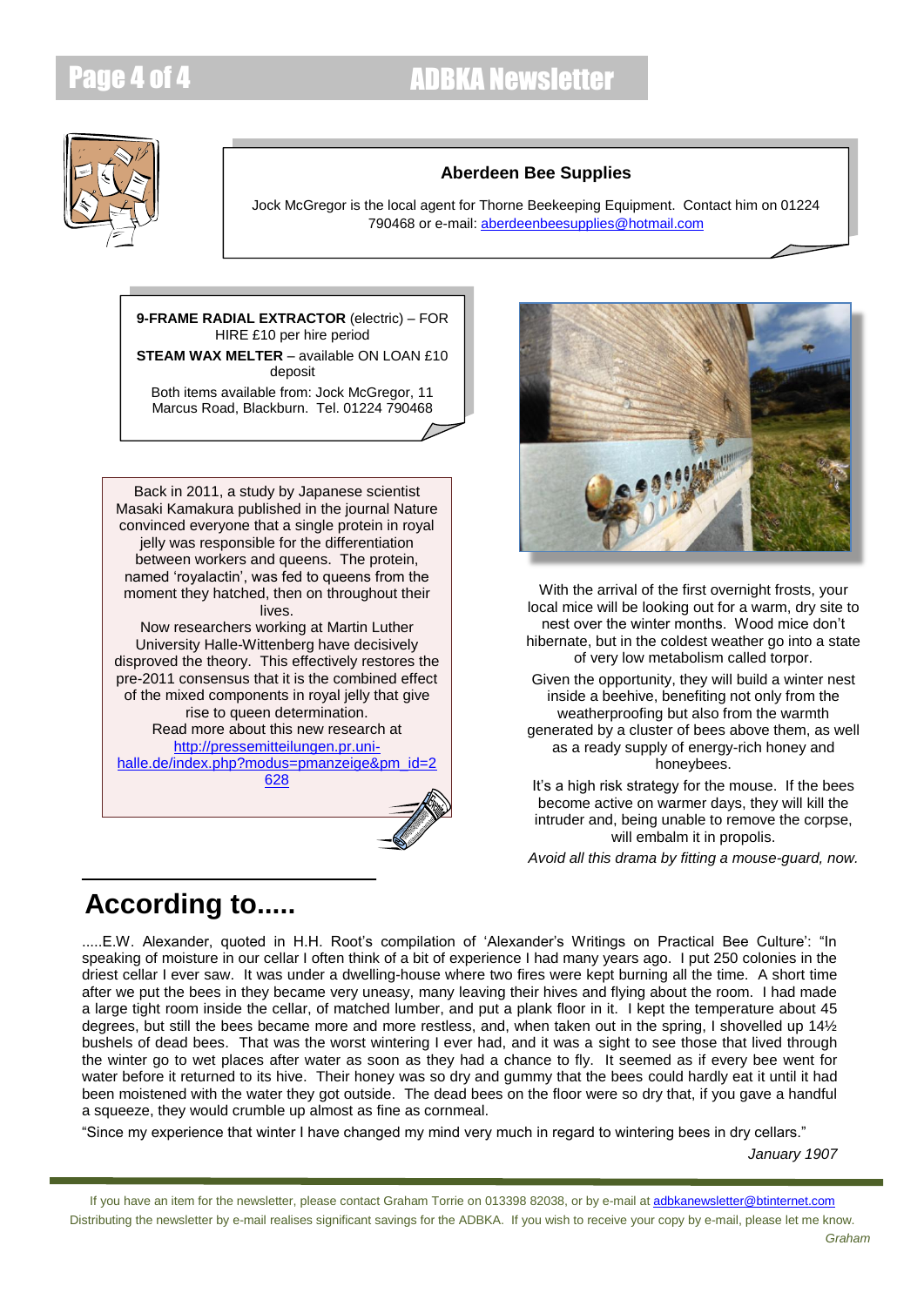### Aberdeen Bee Supplies

Jock McGregor is the local agent for Thorne Beekeeping Equipment. Contact him on 01224 790468 or e-mail: aberdeenbeesupplies@hotmail.com

**9-FRAME RADIAL EXTRACTOR** (electric) – FOR HIRE £10 per hire period

**STEAM WAX MELTER** – available ON LOAN £10 deposit

Both items available from: Jock McGregor, 11 Marcus Road, Blackburn. Tel. 01224 790468

Back in 2011, a study by Japanese scientist Masaki Kamakura published in the journal Nature convinced everyone that a single protein in royal jelly was responsible for the differentiation between workers and queens. The protein, named 'royalactin', was fed to queens from the moment they hatched, then on throughout their lives.

Now researchers working at Martin Luther University Halle-Wittenberg have decisively disproved the theory. This effectively restores the pre-2011 consensus that it is the combined effect of the mixed components in royal jelly that give rise to queen determination.

Read more about this new research at http://pressemitteilungen.pr.uni-halle.de/index.php?modus=pmanzeige&pm_id=2628

With the arrival of the first overnight frosts, your local mice will be looking out for a warm, dry site to nest over the winter months. Wood mice don't hibernate, but in the coldest weather go into a state of very low metabolism called torpor.

Given the opportunity, they will build a winter nest inside a beehive, benefiting not only from the weatherproofing but also from the warmth generated by a cluster of bees above them, as well as a ready supply of energy-rich honey and honeybees.

It's a high risk strategy for the mouse. If the bees become active on warmer days, they will kill the intruder and, being unable to remove the corpse, will embalm it in propolis.

*Avoid all this drama by fitting a mouse-guard, now.*

## According to.....

.....E.W. Alexander, quoted in H.H. Root's compilation of 'Alexander's Writings on Practical Bee Culture': "In speaking of moisture in our cellar I often think of a bit of experience I had many years ago. I put 250 colonies in the driest cellar I ever saw. It was under a dwelling-house where two fires were kept burning all the time. A short time after we put the bees in they became very uneasy, many leaving their hives and flying about the room. I had made a large tight room inside the cellar, of matched lumber, and put a plank floor in it. I kept the temperature about 45 degrees, but still the bees became more and more restless, and, when taken out in the spring, I shovelled up 14½ bushels of dead bees. That was the worst wintering I ever had, and it was a sight to see those that lived through the winter go to wet places after water as soon as they had a chance to fly. It seemed as if every bee went for water before it returned to its hive. Their honey was so dry and gummy that the bees could hardly eat it until it had been moistened with the water they got outside. The dead bees on the floor were so dry that, if you gave a handful a squeeze, they would crumble up almost as fine as cornmeal.

"Since my experience that winter I have changed my mind very much in regard to wintering bees in dry cellars."

*January 1907*

If you have an item for the newsletter, please contact Graham Torrie on 013398 82038, or by e-mail at adbkanewsletter@btinternet.com

Distributing the newsletter by e-mail realises significant savings for the ADBKA. If you wish to receive your copy by e-mail, please let me know.

*Graham*